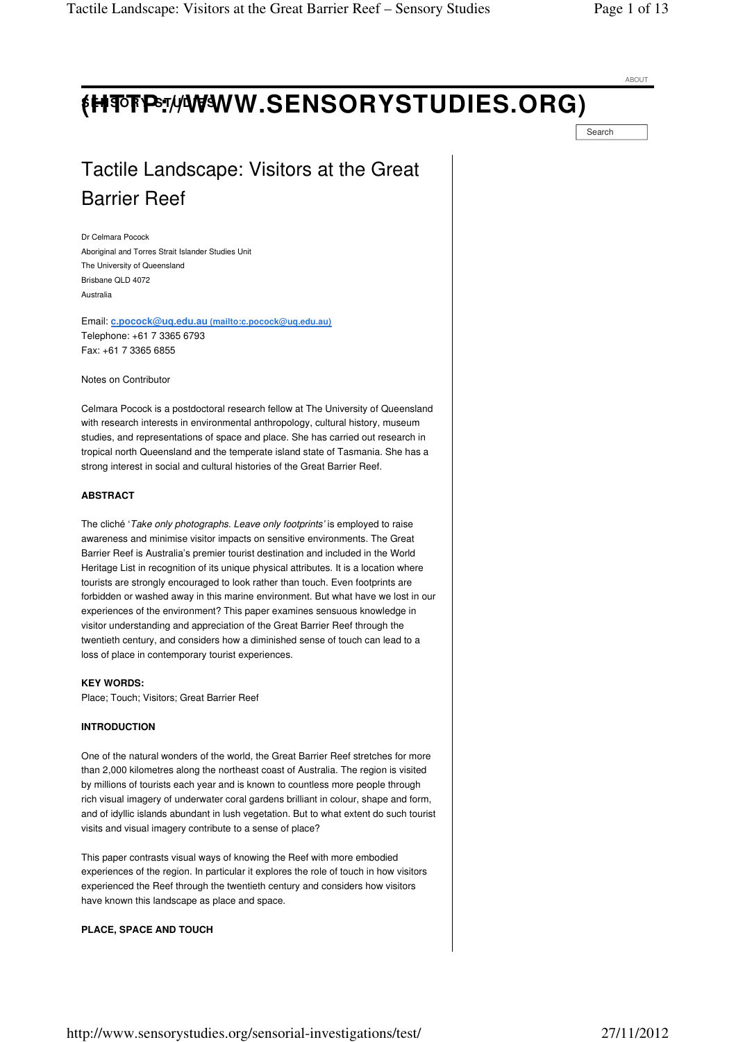ABOUT

# (HTTP://WWW.SENSORYSTUDIES.ORG)

Search

## Tactile Landscape: Visitors at the Great Barrier Reef

Dr Celmara Pocock
Aboriginal and Torres Strait Islander Studies Unit
The University of Queensland
Brisbane QLD 4072
Australia

Email: **c.pocock@uq.edu.au** (mailto:c.pocock@uq.edu.au)
Telephone: +61 7 3365 6793
Fax: +61 7 3365 6855

Notes on Contributor

Celmara Pocock is a postdoctoral research fellow at The University of Queensland with research interests in environmental anthropology, cultural history, museum studies, and representations of space and place. She has carried out research in tropical north Queensland and the temperate island state of Tasmania. She has a strong interest in social and cultural histories of the Great Barrier Reef.

**ABSTRACT**

The cliché '*Take only photographs. Leave only footprints*' is employed to raise awareness and minimise visitor impacts on sensitive environments. The Great Barrier Reef is Australia's premier tourist destination and included in the World Heritage List in recognition of its unique physical attributes. It is a location where tourists are strongly encouraged to look rather than touch. Even footprints are forbidden or washed away in this marine environment. But what have we lost in our experiences of the environment? This paper examines sensuous knowledge in visitor understanding and appreciation of the Great Barrier Reef through the twentieth century, and considers how a diminished sense of touch can lead to a loss of place in contemporary tourist experiences.

**KEY WORDS:**
Place; Touch; Visitors; Great Barrier Reef

**INTRODUCTION**

One of the natural wonders of the world, the Great Barrier Reef stretches for more than 2,000 kilometres along the northeast coast of Australia. The region is visited by millions of tourists each year and is known to countless more people through rich visual imagery of underwater coral gardens brilliant in colour, shape and form, and of idyllic islands abundant in lush vegetation. But to what extent do such tourist visits and visual imagery contribute to a sense of place?

This paper contrasts visual ways of knowing the Reef with more embodied experiences of the region. In particular it explores the role of touch in how visitors experienced the Reef through the twentieth century and considers how visitors have known this landscape as place and space.

**PLACE, SPACE AND TOUCH**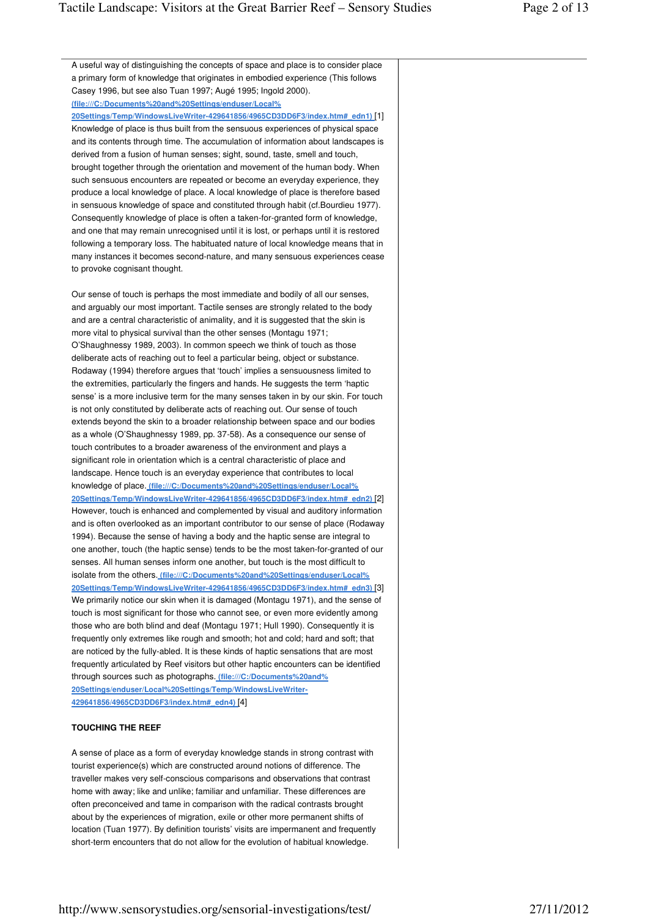A useful way of distinguishing the concepts of space and place is to consider place a primary form of knowledge that originates in embodied experience (This follows Casey 1996, but see also Tuan 1997; Augé 1995; Ingold 2000). [(file:///C:/Documents%20and%20Settings/enduser/Local%20Settings/Temp/WindowsLiveWriter-429641856/4965CD3DD6F3/index.htm#_edn1)](file:///C:/Documents%20and%20Settings/enduser/Local%20Settings/Temp/WindowsLiveWriter-429641856/4965CD3DD6F3/index.htm#_edn1) [1] Knowledge of place is thus built from the sensuous experiences of physical space and its contents through time. The accumulation of information about landscapes is derived from a fusion of human senses; sight, sound, taste, smell and touch, brought together through the orientation and movement of the human body. When such sensuous encounters are repeated or become an everyday experience, they produce a local knowledge of place. A local knowledge of place is therefore based in sensuous knowledge of space and constituted through habit (cf.Bourdieu 1977). Consequently knowledge of place is often a taken-for-granted form of knowledge, and one that may remain unrecognised until it is lost, or perhaps until it is restored following a temporary loss. The habituated nature of local knowledge means that in many instances it becomes second-nature, and many sensuous experiences cease to provoke cognisant thought.

Our sense of touch is perhaps the most immediate and bodily of all our senses, and arguably our most important. Tactile senses are strongly related to the body and are a central characteristic of animality, and it is suggested that the skin is more vital to physical survival than the other senses (Montagu 1971; O'Shaughnessy 1989, 2003). In common speech we think of touch as those deliberate acts of reaching out to feel a particular being, object or substance. Rodaway (1994) therefore argues that 'touch' implies a sensuousness limited to the extremities, particularly the fingers and hands. He suggests the term 'haptic sense' is a more inclusive term for the many senses taken in by our skin. For touch is not only constituted by deliberate acts of reaching out. Our sense of touch extends beyond the skin to a broader relationship between space and our bodies as a whole (O'Shaughnessy 1989, pp. 37-58). As a consequence our sense of touch contributes to a broader awareness of the environment and plays a significant role in orientation which is a central characteristic of place and landscape. Hence touch is an everyday experience that contributes to local knowledge of place. [(file:///C:/Documents%20and%20Settings/enduser/Local%20Settings/Temp/WindowsLiveWriter-429641856/4965CD3DD6F3/index.htm#_edn2)](file:///C:/Documents%20and%20Settings/enduser/Local%20Settings/Temp/WindowsLiveWriter-429641856/4965CD3DD6F3/index.htm#_edn2) [2] However, touch is enhanced and complemented by visual and auditory information and is often overlooked as an important contributor to our sense of place (Rodaway 1994). Because the sense of having a body and the haptic sense are integral to one another, touch (the haptic sense) tends to be the most taken-for-granted of our senses. All human senses inform one another, but touch is the most difficult to isolate from the others. [(file:///C:/Documents%20and%20Settings/enduser/Local%20Settings/Temp/WindowsLiveWriter-429641856/4965CD3DD6F3/index.htm#_edn3)](file:///C:/Documents%20and%20Settings/enduser/Local%20Settings/Temp/WindowsLiveWriter-429641856/4965CD3DD6F3/index.htm#_edn3) [3] We primarily notice our skin when it is damaged (Montagu 1971), and the sense of touch is most significant for those who cannot see, or even more evidently among those who are both blind and deaf (Montagu 1971; Hull 1990). Consequently it is frequently only extremes like rough and smooth; hot and cold; hard and soft; that are noticed by the fully-abled. It is these kinds of haptic sensations that are most frequently articulated by Reef visitors but other haptic encounters can be identified through sources such as photographs. [(file:///C:/Documents%20and%20Settings/enduser/Local%20Settings/Temp/WindowsLiveWriter-429641856/4965CD3DD6F3/index.htm#_edn4)](file:///C:/Documents%20and%20Settings/enduser/Local%20Settings/Temp/WindowsLiveWriter-429641856/4965CD3DD6F3/index.htm#_edn4) [4]

**TOUCHING THE REEF**

A sense of place as a form of everyday knowledge stands in strong contrast with tourist experience(s) which are constructed around notions of difference. The traveller makes very self-conscious comparisons and observations that contrast home with away; like and unlike; familiar and unfamiliar. These differences are often preconceived and tame in comparison with the radical contrasts brought about by the experiences of migration, exile or other more permanent shifts of location (Tuan 1977). By definition tourists' visits are impermanent and frequently short-term encounters that do not allow for the evolution of habitual knowledge.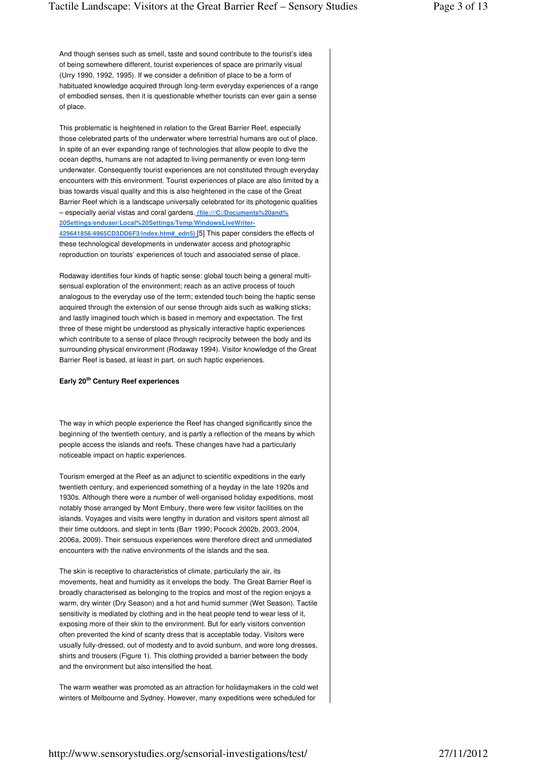And though senses such as smell, taste and sound contribute to the tourist's idea of being somewhere different, tourist experiences of space are primarily visual (Urry 1990, 1992, 1995). If we consider a definition of place to be a form of habituated knowledge acquired through long-term everyday experiences of a range of embodied senses, then it is questionable whether tourists can ever gain a sense of place.

This problematic is heightened in relation to the Great Barrier Reef, especially those celebrated parts of the underwater where terrestrial humans are out of place. In spite of an ever expanding range of technologies that allow people to dive the ocean depths, humans are not adapted to living permanently or even long-term underwater. Consequently tourist experiences are not constituted through everyday encounters with this environment. Tourist experiences of place are also limited by a bias towards visual quality and this is also heightened in the case of the Great Barrier Reef which is a landscape universally celebrated for its photogenic qualities – especially aerial vistas and coral gardens. (file:///C:/Documents%20and%20Settings/enduser/Local%20Settings/Temp/WindowsLiveWriter-429641856/4965CD3DD6F3/index.htm#_edn5) [5] This paper considers the effects of these technological developments in underwater access and photographic reproduction on tourists' experiences of touch and associated sense of place.

Rodaway identifies four kinds of haptic sense: global touch being a general multi-sensual exploration of the environment; reach as an active process of touch analogous to the everyday use of the term; extended touch being the haptic sense acquired through the extension of our sense through aids such as walking sticks; and lastly imagined touch which is based in memory and expectation. The first three of these might be understood as physically interactive haptic experiences which contribute to a sense of place through reciprocity between the body and its surrounding physical environment (Rodaway 1994). Visitor knowledge of the Great Barrier Reef is based, at least in part, on such haptic experiences.

## Early 20th Century Reef experiences

The way in which people experience the Reef has changed significantly since the beginning of the twentieth century, and is partly a reflection of the means by which people access the islands and reefs. These changes have had a particularly noticeable impact on haptic experiences.

Tourism emerged at the Reef as an adjunct to scientific expeditions in the early twentieth century, and experienced something of a heyday in the late 1920s and 1930s. Although there were a number of well-organised holiday expeditions, most notably those arranged by Mont Embury, there were few visitor facilities on the islands. Voyages and visits were lengthy in duration and visitors spent almost all their time outdoors, and slept in tents (Barr 1990; Pocock 2002b, 2003, 2004, 2006a, 2009). Their sensuous experiences were therefore direct and unmediated encounters with the native environments of the islands and the sea.

The skin is receptive to characteristics of climate, particularly the air, its movements, heat and humidity as it envelops the body. The Great Barrier Reef is broadly characterised as belonging to the tropics and most of the region enjoys a warm, dry winter (Dry Season) and a hot and humid summer (Wet Season). Tactile sensitivity is mediated by clothing and in the heat people tend to wear less of it, exposing more of their skin to the environment. But for early visitors convention often prevented the kind of scanty dress that is acceptable today. Visitors were usually fully-dressed, out of modesty and to avoid sunburn, and wore long dresses, shirts and trousers (Figure 1). This clothing provided a barrier between the body and the environment but also intensified the heat.

The warm weather was promoted as an attraction for holidaymakers in the cold wet winters of Melbourne and Sydney. However, many expeditions were scheduled for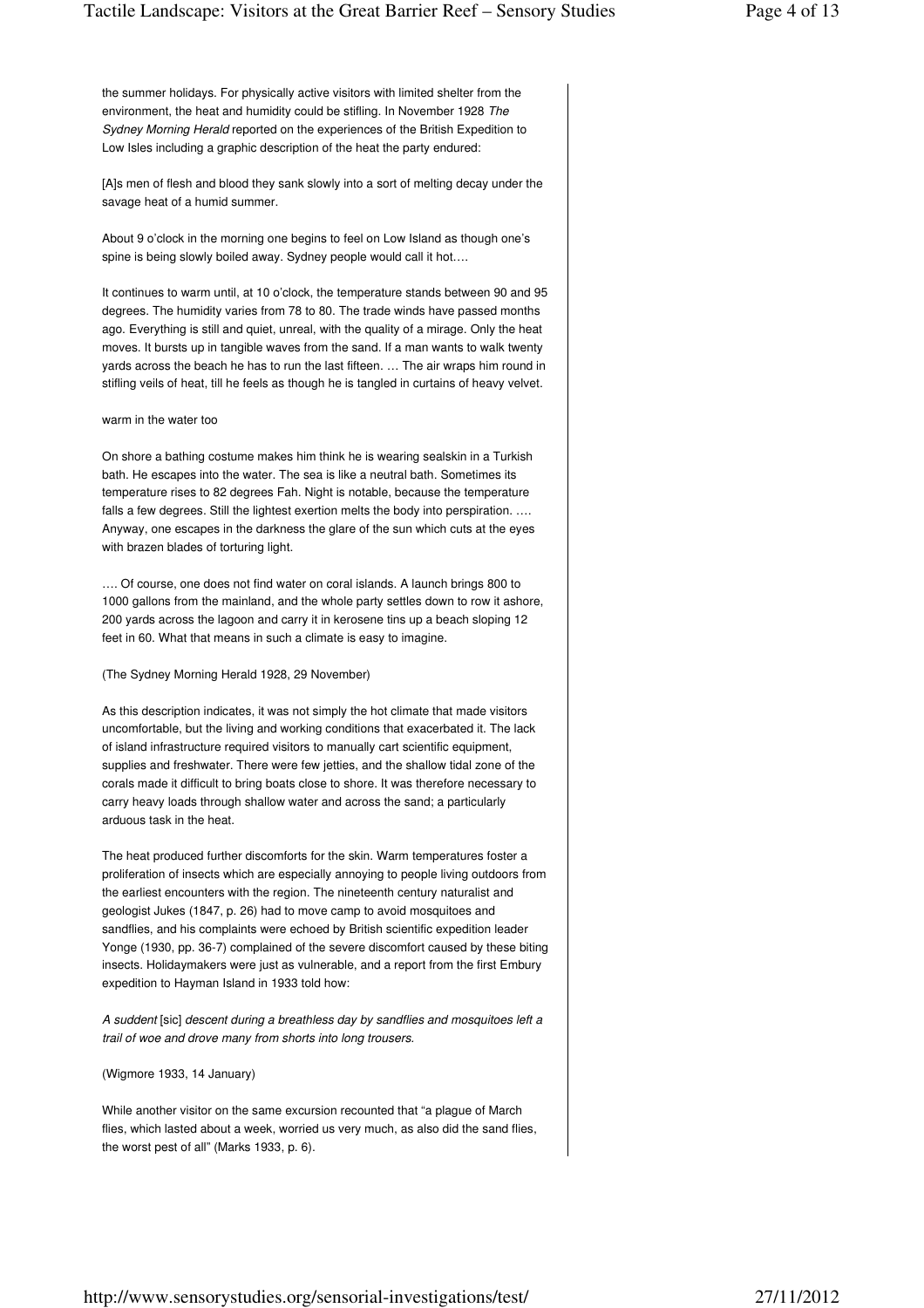the summer holidays. For physically active visitors with limited shelter from the environment, the heat and humidity could be stifling. In November 1928 *The Sydney Morning Herald* reported on the experiences of the British Expedition to Low Isles including a graphic description of the heat the party endured:

[A]s men of flesh and blood they sank slowly into a sort of melting decay under the savage heat of a humid summer.

About 9 o'clock in the morning one begins to feel on Low Island as though one's spine is being slowly boiled away. Sydney people would call it hot….

It continues to warm until, at 10 o'clock, the temperature stands between 90 and 95 degrees. The humidity varies from 78 to 80. The trade winds have passed months ago. Everything is still and quiet, unreal, with the quality of a mirage. Only the heat moves. It bursts up in tangible waves from the sand. If a man wants to walk twenty yards across the beach he has to run the last fifteen. … The air wraps him round in stifling veils of heat, till he feels as though he is tangled in curtains of heavy velvet.

warm in the water too

On shore a bathing costume makes him think he is wearing sealskin in a Turkish bath. He escapes into the water. The sea is like a neutral bath. Sometimes its temperature rises to 82 degrees Fah. Night is notable, because the temperature falls a few degrees. Still the lightest exertion melts the body into perspiration. …. Anyway, one escapes in the darkness the glare of the sun which cuts at the eyes with brazen blades of torturing light.

…. Of course, one does not find water on coral islands. A launch brings 800 to 1000 gallons from the mainland, and the whole party settles down to row it ashore, 200 yards across the lagoon and carry it in kerosene tins up a beach sloping 12 feet in 60. What that means in such a climate is easy to imagine.

(The Sydney Morning Herald 1928, 29 November)

As this description indicates, it was not simply the hot climate that made visitors uncomfortable, but the living and working conditions that exacerbated it. The lack of island infrastructure required visitors to manually cart scientific equipment, supplies and freshwater. There were few jetties, and the shallow tidal zone of the corals made it difficult to bring boats close to shore. It was therefore necessary to carry heavy loads through shallow water and across the sand; a particularly arduous task in the heat.

The heat produced further discomforts for the skin. Warm temperatures foster a proliferation of insects which are especially annoying to people living outdoors from the earliest encounters with the region. The nineteenth century naturalist and geologist Jukes (1847, p. 26) had to move camp to avoid mosquitoes and sandflies, and his complaints were echoed by British scientific expedition leader Yonge (1930, pp. 36-7) complained of the severe discomfort caused by these biting insects. Holidaymakers were just as vulnerable, and a report from the first Embury expedition to Hayman Island in 1933 told how:

*A suddent* [sic] *descent during a breathless day by sandflies and mosquitoes left a trail of woe and drove many from shorts into long trousers.*

(Wigmore 1933, 14 January)

While another visitor on the same excursion recounted that "a plague of March flies, which lasted about a week, worried us very much, as also did the sand flies, the worst pest of all" (Marks 1933, p. 6).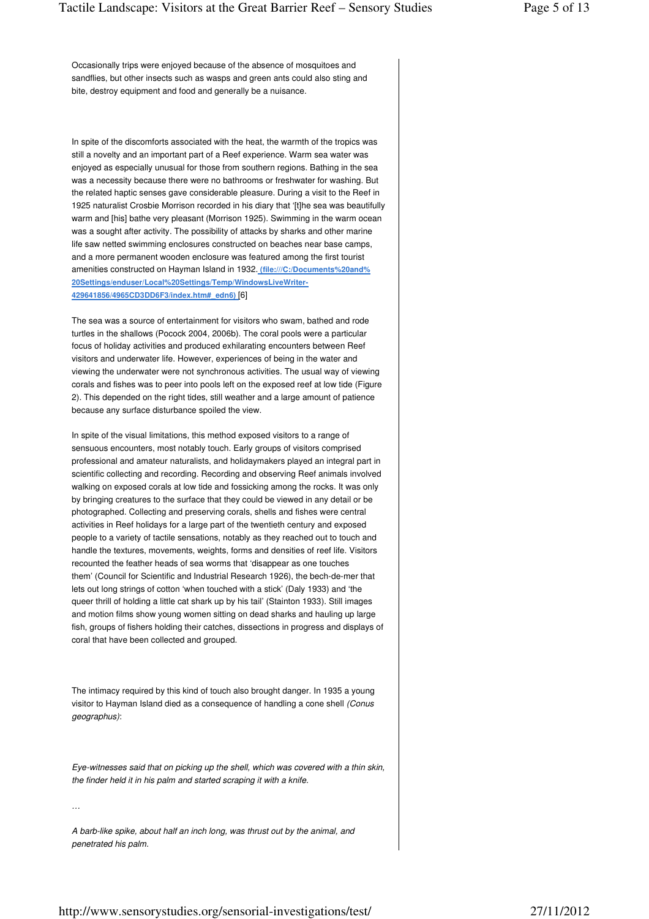Occasionally trips were enjoyed because of the absence of mosquitoes and sandflies, but other insects such as wasps and green ants could also sting and bite, destroy equipment and food and generally be a nuisance.

In spite of the discomforts associated with the heat, the warmth of the tropics was still a novelty and an important part of a Reef experience. Warm sea water was enjoyed as especially unusual for those from southern regions. Bathing in the sea was a necessity because there were no bathrooms or freshwater for washing. But the related haptic senses gave considerable pleasure. During a visit to the Reef in 1925 naturalist Crosbie Morrison recorded in his diary that '[t]he sea was beautifully warm and [his] bathe very pleasant (Morrison 1925). Swimming in the warm ocean was a sought after activity. The possibility of attacks by sharks and other marine life saw netted swimming enclosures constructed on beaches near base camps, and a more permanent wooden enclosure was featured among the first tourist amenities constructed on Hayman Island in 1932. [(file:///C:/Documents%20and%20Settings/enduser/Local%20Settings/Temp/WindowsLiveWriter-429641856/4965CD3DD6F3/index.htm#_edn6)](file:///C:/Documents%20and%20Settings/enduser/Local%20Settings/Temp/WindowsLiveWriter-429641856/4965CD3DD6F3/index.htm#_edn6) [6]

The sea was a source of entertainment for visitors who swam, bathed and rode turtles in the shallows (Pocock 2004, 2006b). The coral pools were a particular focus of holiday activities and produced exhilarating encounters between Reef visitors and underwater life. However, experiences of being in the water and viewing the underwater were not synchronous activities. The usual way of viewing corals and fishes was to peer into pools left on the exposed reef at low tide (Figure 2). This depended on the right tides, still weather and a large amount of patience because any surface disturbance spoiled the view.

In spite of the visual limitations, this method exposed visitors to a range of sensuous encounters, most notably touch. Early groups of visitors comprised professional and amateur naturalists, and holidaymakers played an integral part in scientific collecting and recording. Recording and observing Reef animals involved walking on exposed corals at low tide and fossicking among the rocks. It was only by bringing creatures to the surface that they could be viewed in any detail or be photographed. Collecting and preserving corals, shells and fishes were central activities in Reef holidays for a large part of the twentieth century and exposed people to a variety of tactile sensations, notably as they reached out to touch and handle the textures, movements, weights, forms and densities of reef life. Visitors recounted the feather heads of sea worms that 'disappear as one touches them' (Council for Scientific and Industrial Research 1926), the bech-de-mer that lets out long strings of cotton 'when touched with a stick' (Daly 1933) and 'the queer thrill of holding a little cat shark up by his tail' (Stainton 1933). Still images and motion films show young women sitting on dead sharks and hauling up large fish, groups of fishers holding their catches, dissections in progress and displays of coral that have been collected and grouped.

The intimacy required by this kind of touch also brought danger. In 1935 a young visitor to Hayman Island died as a consequence of handling a cone shell *(Conus geographus)*:

*Eye-witnesses said that on picking up the shell, which was covered with a thin skin, the finder held it in his palm and started scraping it with a knife.*

…

*A barb-like spike, about half an inch long, was thrust out by the animal, and penetrated his palm.*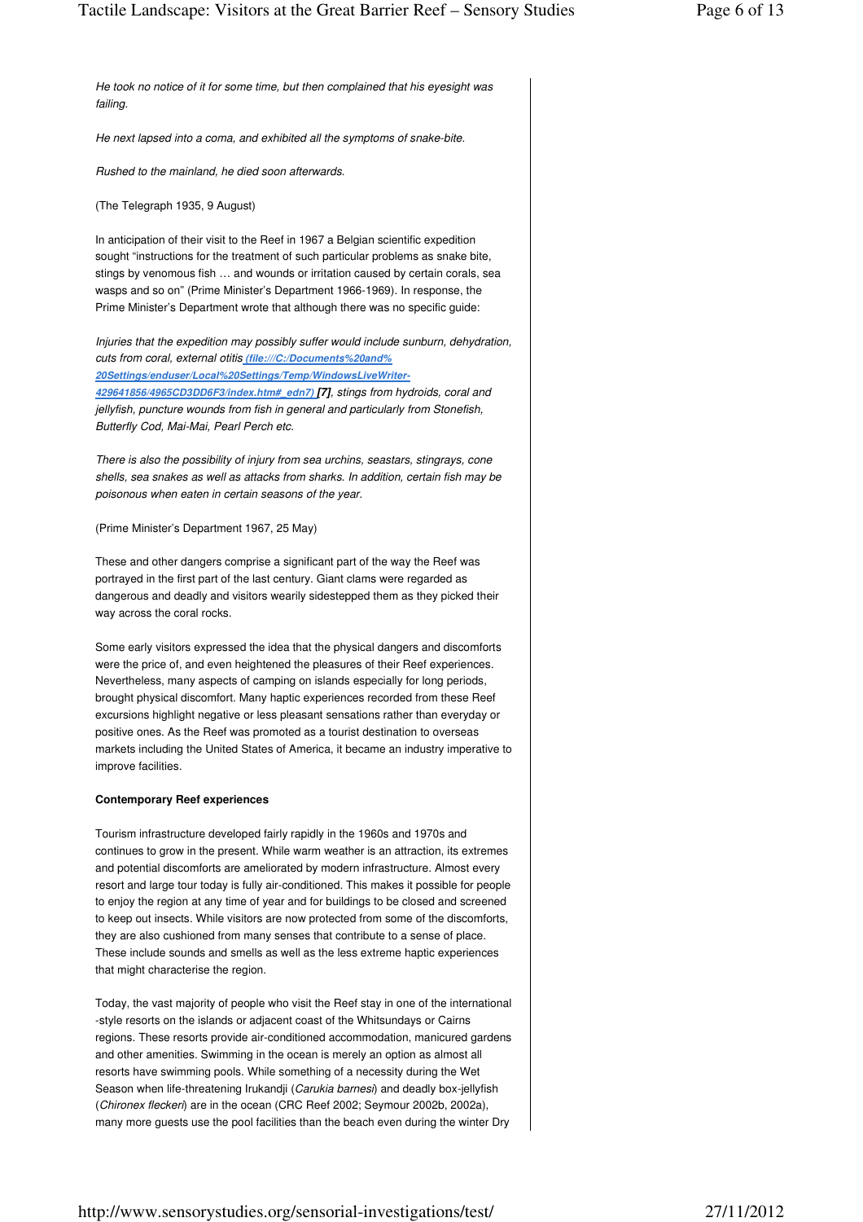*He took no notice of it for some time, but then complained that his eyesight was failing.*

*He next lapsed into a coma, and exhibited all the symptoms of snake-bite.*

*Rushed to the mainland, he died soon afterwards.*

(The Telegraph 1935, 9 August)

In anticipation of their visit to the Reef in 1967 a Belgian scientific expedition sought "instructions for the treatment of such particular problems as snake bite, stings by venomous fish … and wounds or irritation caused by certain corals, sea wasps and so on" (Prime Minister's Department 1966-1969). In response, the Prime Minister's Department wrote that although there was no specific guide:

*Injuries that the expedition may possibly suffer would include sunburn, dehydration, cuts from coral, external otitis* (file:///C:/Documents%20and%20Settings/enduser/Local%20Settings/Temp/WindowsLiveWriter-429641856/4965CD3DD6F3/index.htm#_edn7) **[7]**, *stings from hydroids, coral and jellyfish, puncture wounds from fish in general and particularly from Stonefish, Butterfly Cod, Mai-Mai, Pearl Perch etc.*

*There is also the possibility of injury from sea urchins, seastars, stingrays, cone shells, sea snakes as well as attacks from sharks. In addition, certain fish may be poisonous when eaten in certain seasons of the year.*

(Prime Minister's Department 1967, 25 May)

These and other dangers comprise a significant part of the way the Reef was portrayed in the first part of the last century. Giant clams were regarded as dangerous and deadly and visitors wearily sidestepped them as they picked their way across the coral rocks.

Some early visitors expressed the idea that the physical dangers and discomforts were the price of, and even heightened the pleasures of their Reef experiences. Nevertheless, many aspects of camping on islands especially for long periods, brought physical discomfort. Many haptic experiences recorded from these Reef excursions highlight negative or less pleasant sensations rather than everyday or positive ones. As the Reef was promoted as a tourist destination to overseas markets including the United States of America, it became an industry imperative to improve facilities.

**Contemporary Reef experiences**

Tourism infrastructure developed fairly rapidly in the 1960s and 1970s and continues to grow in the present. While warm weather is an attraction, its extremes and potential discomforts are ameliorated by modern infrastructure. Almost every resort and large tour today is fully air-conditioned. This makes it possible for people to enjoy the region at any time of year and for buildings to be closed and screened to keep out insects. While visitors are now protected from some of the discomforts, they are also cushioned from many senses that contribute to a sense of place. These include sounds and smells as well as the less extreme haptic experiences that might characterise the region.

Today, the vast majority of people who visit the Reef stay in one of the international -style resorts on the islands or adjacent coast of the Whitsundays or Cairns regions. These resorts provide air-conditioned accommodation, manicured gardens and other amenities. Swimming in the ocean is merely an option as almost all resorts have swimming pools. While something of a necessity during the Wet Season when life-threatening Irukandji (*Carukia barnesi*) and deadly box-jellyfish (*Chironex fleckeri*) are in the ocean (CRC Reef 2002; Seymour 2002b, 2002a), many more guests use the pool facilities than the beach even during the winter Dry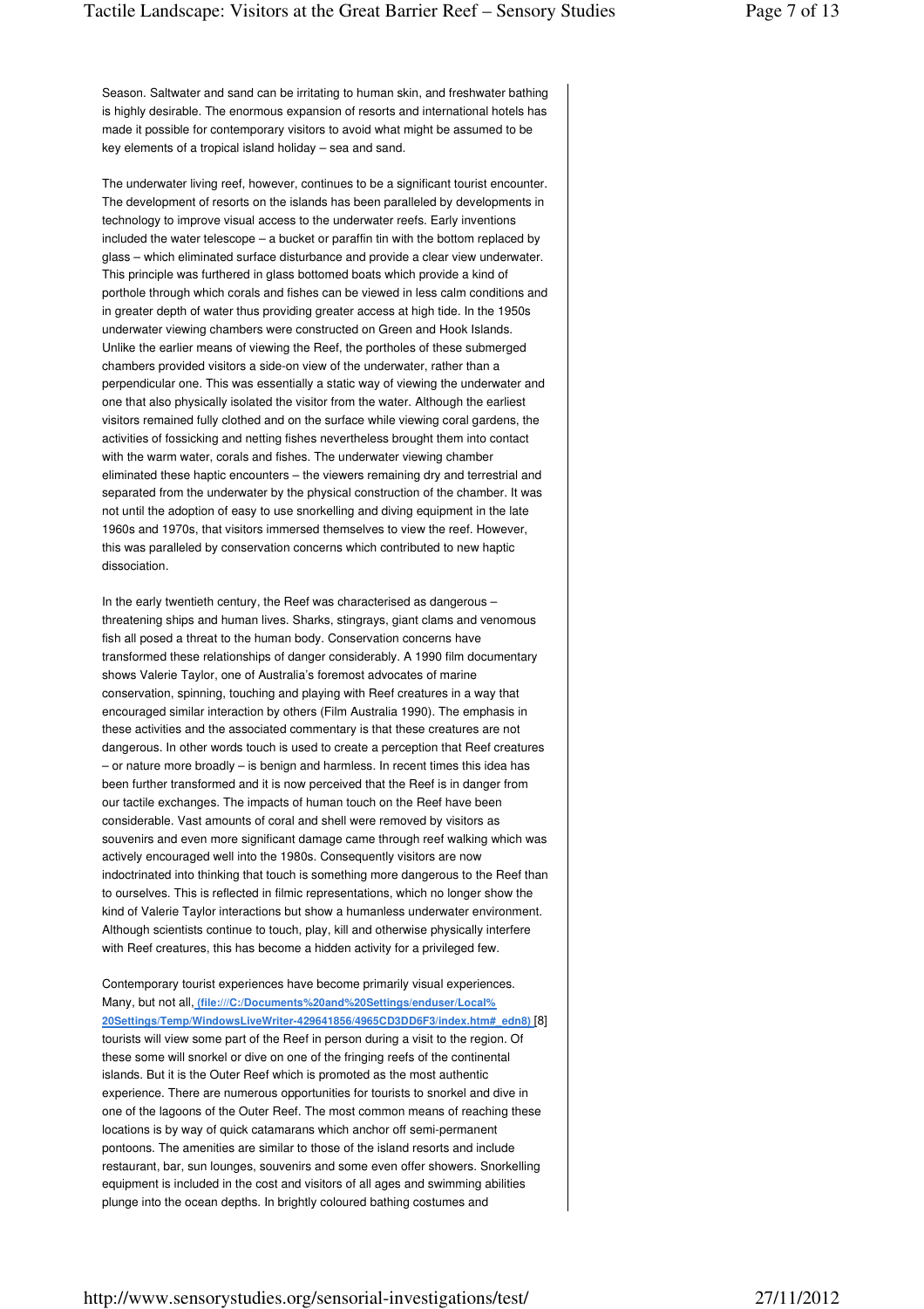Season. Saltwater and sand can be irritating to human skin, and freshwater bathing is highly desirable. The enormous expansion of resorts and international hotels has made it possible for contemporary visitors to avoid what might be assumed to be key elements of a tropical island holiday – sea and sand.

The underwater living reef, however, continues to be a significant tourist encounter. The development of resorts on the islands has been paralleled by developments in technology to improve visual access to the underwater reefs. Early inventions included the water telescope – a bucket or paraffin tin with the bottom replaced by glass – which eliminated surface disturbance and provide a clear view underwater. This principle was furthered in glass bottomed boats which provide a kind of porthole through which corals and fishes can be viewed in less calm conditions and in greater depth of water thus providing greater access at high tide. In the 1950s underwater viewing chambers were constructed on Green and Hook Islands. Unlike the earlier means of viewing the Reef, the portholes of these submerged chambers provided visitors a side-on view of the underwater, rather than a perpendicular one. This was essentially a static way of viewing the underwater and one that also physically isolated the visitor from the water. Although the earliest visitors remained fully clothed and on the surface while viewing coral gardens, the activities of fossicking and netting fishes nevertheless brought them into contact with the warm water, corals and fishes. The underwater viewing chamber eliminated these haptic encounters – the viewers remaining dry and terrestrial and separated from the underwater by the physical construction of the chamber. It was not until the adoption of easy to use snorkelling and diving equipment in the late 1960s and 1970s, that visitors immersed themselves to view the reef. However, this was paralleled by conservation concerns which contributed to new haptic dissociation.

In the early twentieth century, the Reef was characterised as dangerous – threatening ships and human lives. Sharks, stingrays, giant clams and venomous fish all posed a threat to the human body. Conservation concerns have transformed these relationships of danger considerably. A 1990 film documentary shows Valerie Taylor, one of Australia's foremost advocates of marine conservation, spinning, touching and playing with Reef creatures in a way that encouraged similar interaction by others (Film Australia 1990). The emphasis in these activities and the associated commentary is that these creatures are not dangerous. In other words touch is used to create a perception that Reef creatures – or nature more broadly – is benign and harmless. In recent times this idea has been further transformed and it is now perceived that the Reef is in danger from our tactile exchanges. The impacts of human touch on the Reef have been considerable. Vast amounts of coral and shell were removed by visitors as souvenirs and even more significant damage came through reef walking which was actively encouraged well into the 1980s. Consequently visitors are now indoctrinated into thinking that touch is something more dangerous to the Reef than to ourselves. This is reflected in filmic representations, which no longer show the kind of Valerie Taylor interactions but show a humanless underwater environment. Although scientists continue to touch, play, kill and otherwise physically interfere with Reef creatures, this has become a hidden activity for a privileged few.

Contemporary tourist experiences have become primarily visual experiences. Many, but not all, (file:///C:/Documents%20and%20Settings/enduser/Local%20Settings/Temp/WindowsLiveWriter-429641856/4965CD3DD6F3/index.htm#_edn8) [8] tourists will view some part of the Reef in person during a visit to the region. Of these some will snorkel or dive on one of the fringing reefs of the continental islands. But it is the Outer Reef which is promoted as the most authentic experience. There are numerous opportunities for tourists to snorkel and dive in one of the lagoons of the Outer Reef. The most common means of reaching these locations is by way of quick catamarans which anchor off semi-permanent pontoons. The amenities are similar to those of the island resorts and include restaurant, bar, sun lounges, souvenirs and some even offer showers. Snorkelling equipment is included in the cost and visitors of all ages and swimming abilities plunge into the ocean depths. In brightly coloured bathing costumes and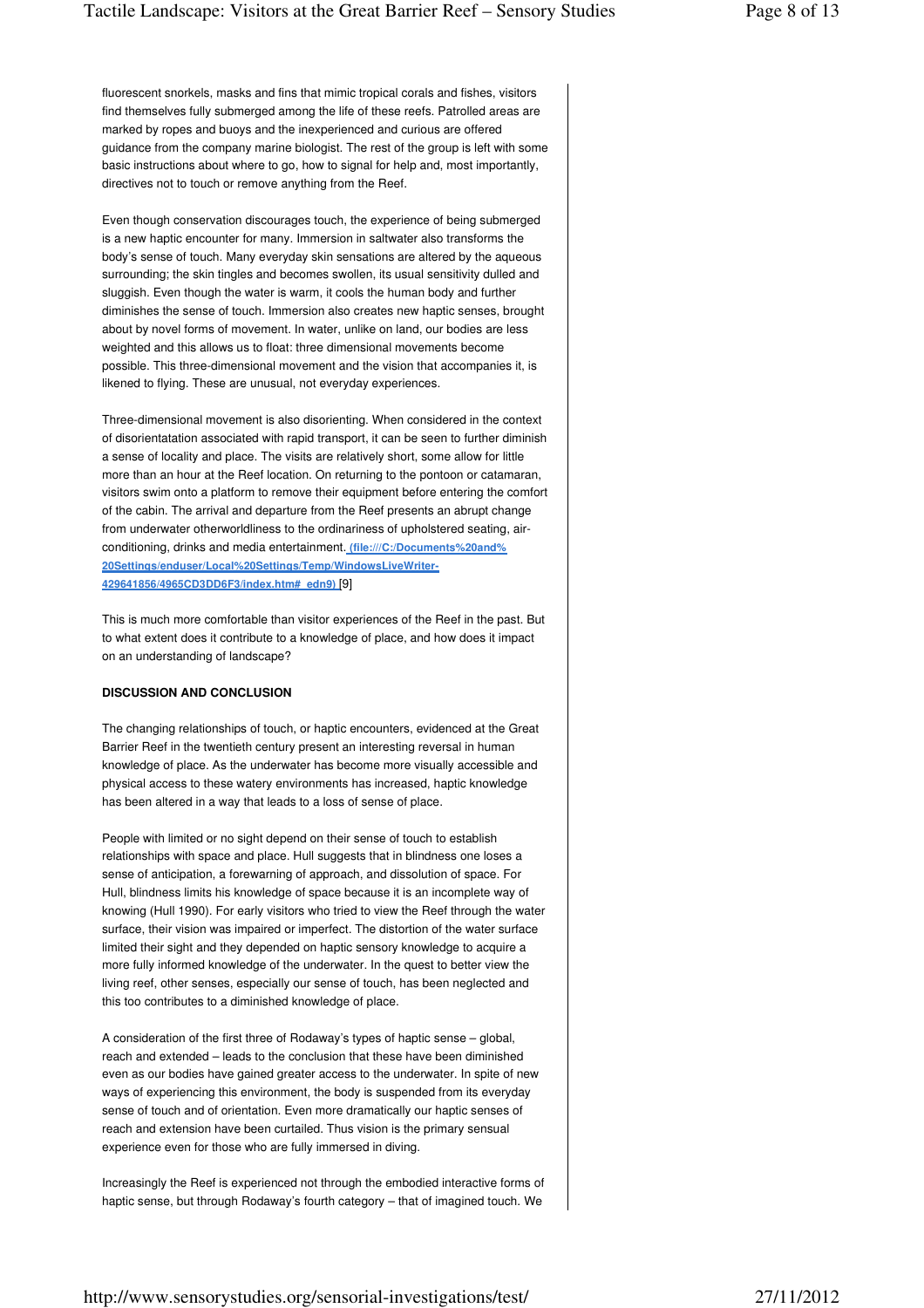fluorescent snorkels, masks and fins that mimic tropical corals and fishes, visitors find themselves fully submerged among the life of these reefs. Patrolled areas are marked by ropes and buoys and the inexperienced and curious are offered guidance from the company marine biologist. The rest of the group is left with some basic instructions about where to go, how to signal for help and, most importantly, directives not to touch or remove anything from the Reef.

Even though conservation discourages touch, the experience of being submerged is a new haptic encounter for many. Immersion in saltwater also transforms the body's sense of touch. Many everyday skin sensations are altered by the aqueous surrounding; the skin tingles and becomes swollen, its usual sensitivity dulled and sluggish. Even though the water is warm, it cools the human body and further diminishes the sense of touch. Immersion also creates new haptic senses, brought about by novel forms of movement. In water, unlike on land, our bodies are less weighted and this allows us to float: three dimensional movements become possible. This three-dimensional movement and the vision that accompanies it, is likened to flying. These are unusual, not everyday experiences.

Three-dimensional movement is also disorienting. When considered in the context of disorientatation associated with rapid transport, it can be seen to further diminish a sense of locality and place. The visits are relatively short, some allow for little more than an hour at the Reef location. On returning to the pontoon or catamaran, visitors swim onto a platform to remove their equipment before entering the comfort of the cabin. The arrival and departure from the Reef presents an abrupt change from underwater otherworldliness to the ordinariness of upholstered seating, air-conditioning, drinks and media entertainment. (file:///C:/Documents%20and%20Settings/enduser/Local%20Settings/Temp/WindowsLiveWriter-429641856/4965CD3DD6F3/index.htm#_edn9) [9]

This is much more comfortable than visitor experiences of the Reef in the past. But to what extent does it contribute to a knowledge of place, and how does it impact on an understanding of landscape?

**DISCUSSION AND CONCLUSION**

The changing relationships of touch, or haptic encounters, evidenced at the Great Barrier Reef in the twentieth century present an interesting reversal in human knowledge of place. As the underwater has become more visually accessible and physical access to these watery environments has increased, haptic knowledge has been altered in a way that leads to a loss of sense of place.

People with limited or no sight depend on their sense of touch to establish relationships with space and place. Hull suggests that in blindness one loses a sense of anticipation, a forewarning of approach, and dissolution of space. For Hull, blindness limits his knowledge of space because it is an incomplete way of knowing (Hull 1990). For early visitors who tried to view the Reef through the water surface, their vision was impaired or imperfect. The distortion of the water surface limited their sight and they depended on haptic sensory knowledge to acquire a more fully informed knowledge of the underwater. In the quest to better view the living reef, other senses, especially our sense of touch, has been neglected and this too contributes to a diminished knowledge of place.

A consideration of the first three of Rodaway's types of haptic sense – global, reach and extended – leads to the conclusion that these have been diminished even as our bodies have gained greater access to the underwater. In spite of new ways of experiencing this environment, the body is suspended from its everyday sense of touch and of orientation. Even more dramatically our haptic senses of reach and extension have been curtailed. Thus vision is the primary sensual experience even for those who are fully immersed in diving.

Increasingly the Reef is experienced not through the embodied interactive forms of haptic sense, but through Rodaway's fourth category – that of imagined touch. We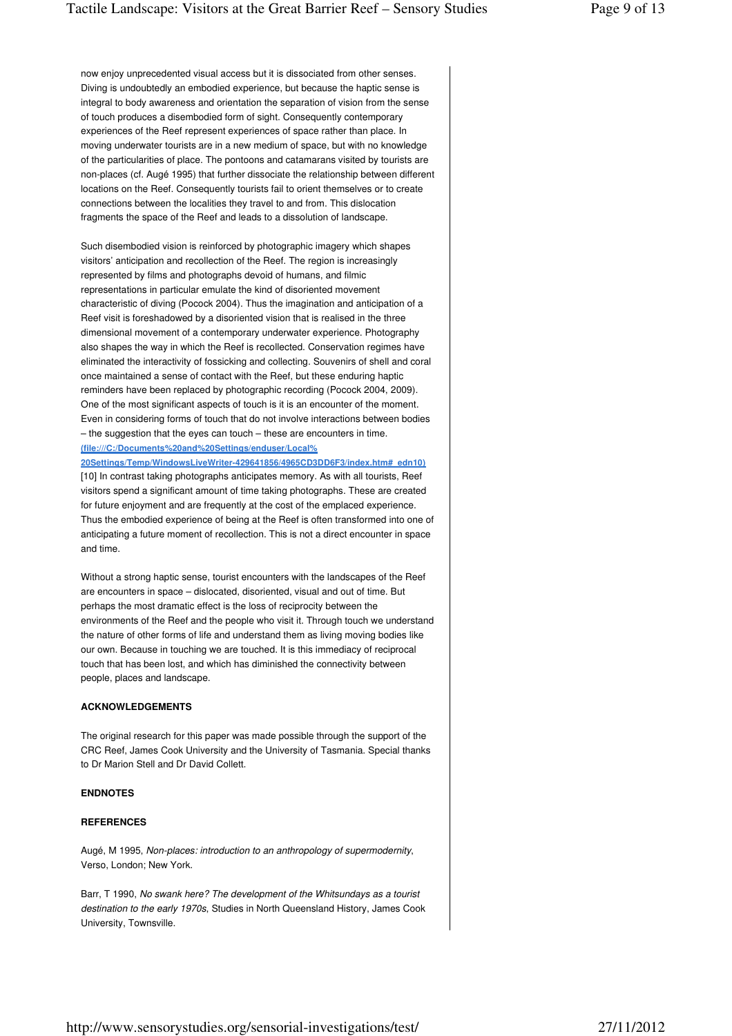now enjoy unprecedented visual access but it is dissociated from other senses. Diving is undoubtedly an embodied experience, but because the haptic sense is integral to body awareness and orientation the separation of vision from the sense of touch produces a disembodied form of sight. Consequently contemporary experiences of the Reef represent experiences of space rather than place. In moving underwater tourists are in a new medium of space, but with no knowledge of the particularities of place. The pontoons and catamarans visited by tourists are non-places (cf. Augé 1995) that further dissociate the relationship between different locations on the Reef. Consequently tourists fail to orient themselves or to create connections between the localities they travel to and from. This dislocation fragments the space of the Reef and leads to a dissolution of landscape.

Such disembodied vision is reinforced by photographic imagery which shapes visitors' anticipation and recollection of the Reef. The region is increasingly represented by films and photographs devoid of humans, and filmic representations in particular emulate the kind of disoriented movement characteristic of diving (Pocock 2004). Thus the imagination and anticipation of a Reef visit is foreshadowed by a disoriented vision that is realised in the three dimensional movement of a contemporary underwater experience. Photography also shapes the way in which the Reef is recollected. Conservation regimes have eliminated the interactivity of fossicking and collecting. Souvenirs of shell and coral once maintained a sense of contact with the Reef, but these enduring haptic reminders have been replaced by photographic recording (Pocock 2004, 2009). One of the most significant aspects of touch is it is an encounter of the moment. Even in considering forms of touch that do not involve interactions between bodies – the suggestion that the eyes can touch – these are encounters in time. [(file:///C:/Documents%20and%20Settings/enduser/Local%20Settings/Temp/WindowsLiveWriter-429641856/4965CD3DD6F3/index.htm#_edn10)](file:///C:/Documents%20and%20Settings/enduser/Local%20Settings/Temp/WindowsLiveWriter-429641856/4965CD3DD6F3/index.htm#_edn10) [10] In contrast taking photographs anticipates memory. As with all tourists, Reef visitors spend a significant amount of time taking photographs. These are created for future enjoyment and are frequently at the cost of the emplaced experience. Thus the embodied experience of being at the Reef is often transformed into one of anticipating a future moment of recollection. This is not a direct encounter in space and time.

Without a strong haptic sense, tourist encounters with the landscapes of the Reef are encounters in space – dislocated, disoriented, visual and out of time. But perhaps the most dramatic effect is the loss of reciprocity between the environments of the Reef and the people who visit it. Through touch we understand the nature of other forms of life and understand them as living moving bodies like our own. Because in touching we are touched. It is this immediacy of reciprocal touch that has been lost, and which has diminished the connectivity between people, places and landscape.

**ACKNOWLEDGEMENTS**

The original research for this paper was made possible through the support of the CRC Reef, James Cook University and the University of Tasmania. Special thanks to Dr Marion Stell and Dr David Collett.

**ENDNOTES**

**REFERENCES**

Augé, M 1995, *Non-places: introduction to an anthropology of supermodernity*, Verso, London; New York.

Barr, T 1990, *No swank here? The development of the Whitsundays as a tourist destination to the early 1970s*, Studies in North Queensland History, James Cook University, Townsville.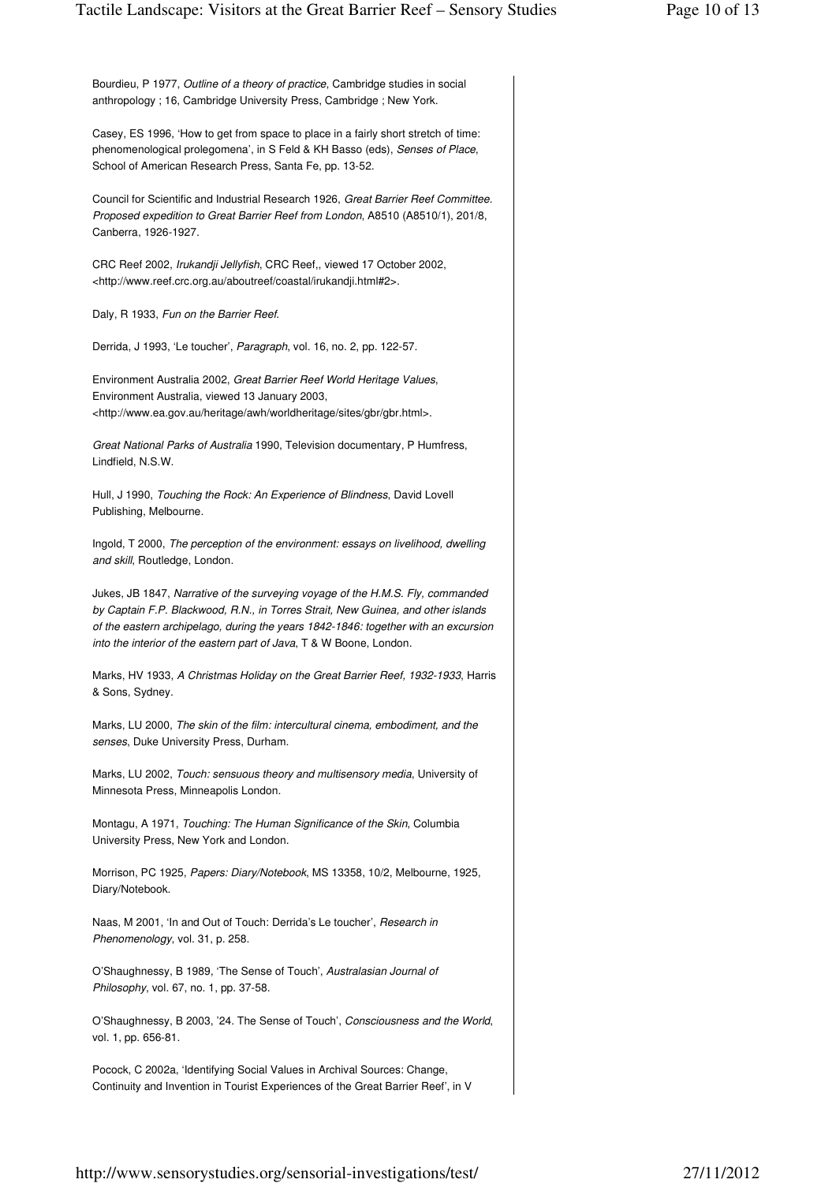Bourdieu, P 1977, *Outline of a theory of practice*, Cambridge studies in social anthropology ; 16, Cambridge University Press, Cambridge ; New York.

Casey, ES 1996, 'How to get from space to place in a fairly short stretch of time: phenomenological prolegomena', in S Feld & KH Basso (eds), *Senses of Place*, School of American Research Press, Santa Fe, pp. 13-52.

Council for Scientific and Industrial Research 1926, *Great Barrier Reef Committee. Proposed expedition to Great Barrier Reef from London*, A8510 (A8510/1), 201/8, Canberra, 1926-1927.

CRC Reef 2002, *Irukandji Jellyfish*, CRC Reef,, viewed 17 October 2002, <http://www.reef.crc.org.au/aboutreef/coastal/irukandji.html#2>.

Daly, R 1933, *Fun on the Barrier Reef*.

Derrida, J 1993, 'Le toucher', *Paragraph*, vol. 16, no. 2, pp. 122-57.

Environment Australia 2002, *Great Barrier Reef World Heritage Values*, Environment Australia, viewed 13 January 2003, <http://www.ea.gov.au/heritage/awh/worldheritage/sites/gbr/gbr.html>.

*Great National Parks of Australia* 1990, Television documentary, P Humfress, Lindfield, N.S.W.

Hull, J 1990, *Touching the Rock: An Experience of Blindness*, David Lovell Publishing, Melbourne.

Ingold, T 2000, *The perception of the environment: essays on livelihood, dwelling and skill*, Routledge, London.

Jukes, JB 1847, *Narrative of the surveying voyage of the H.M.S. Fly, commanded by Captain F.P. Blackwood, R.N., in Torres Strait, New Guinea, and other islands of the eastern archipelago, during the years 1842-1846: together with an excursion into the interior of the eastern part of Java*, T & W Boone, London.

Marks, HV 1933, *A Christmas Holiday on the Great Barrier Reef, 1932-1933*, Harris & Sons, Sydney.

Marks, LU 2000, *The skin of the film: intercultural cinema, embodiment, and the senses*, Duke University Press, Durham.

Marks, LU 2002, *Touch: sensuous theory and multisensory media*, University of Minnesota Press, Minneapolis London.

Montagu, A 1971, *Touching: The Human Significance of the Skin*, Columbia University Press, New York and London.

Morrison, PC 1925, *Papers: Diary/Notebook*, MS 13358, 10/2, Melbourne, 1925, Diary/Notebook.

Naas, M 2001, 'In and Out of Touch: Derrida's Le toucher', *Research in Phenomenology*, vol. 31, p. 258.

O'Shaughnessy, B 1989, 'The Sense of Touch', *Australasian Journal of Philosophy*, vol. 67, no. 1, pp. 37-58.

O'Shaughnessy, B 2003, '24. The Sense of Touch', *Consciousness and the World*, vol. 1, pp. 656-81.

Pocock, C 2002a, 'Identifying Social Values in Archival Sources: Change, Continuity and Invention in Tourist Experiences of the Great Barrier Reef', in V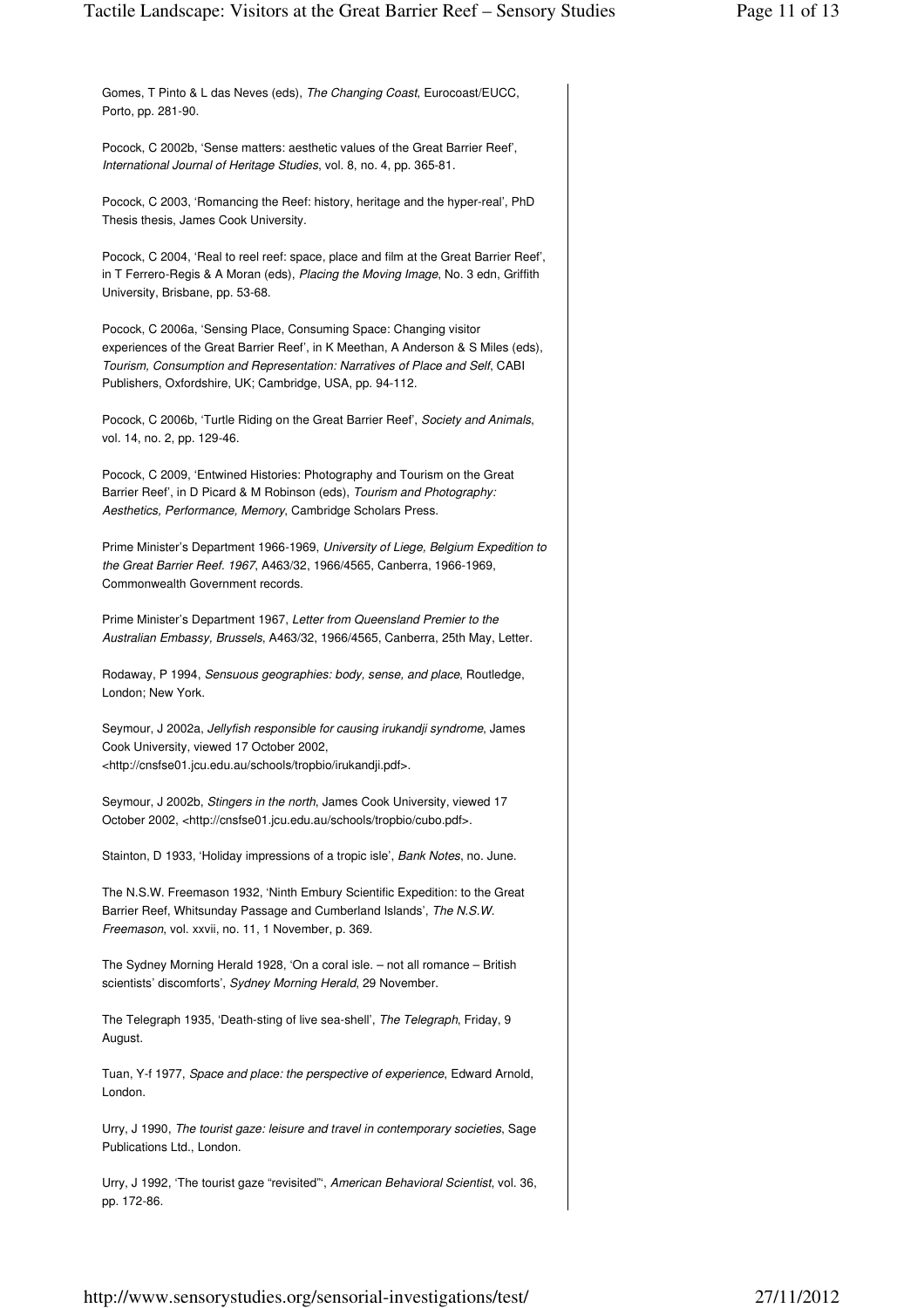Gomes, T Pinto & L das Neves (eds), *The Changing Coast*, Eurocoast/EUCC, Porto, pp. 281-90.

Pocock, C 2002b, 'Sense matters: aesthetic values of the Great Barrier Reef', *International Journal of Heritage Studies*, vol. 8, no. 4, pp. 365-81.

Pocock, C 2003, 'Romancing the Reef: history, heritage and the hyper-real', PhD Thesis thesis, James Cook University.

Pocock, C 2004, 'Real to reel reef: space, place and film at the Great Barrier Reef', in T Ferrero-Regis & A Moran (eds), *Placing the Moving Image*, No. 3 edn, Griffith University, Brisbane, pp. 53-68.

Pocock, C 2006a, 'Sensing Place, Consuming Space: Changing visitor experiences of the Great Barrier Reef', in K Meethan, A Anderson & S Miles (eds), *Tourism, Consumption and Representation: Narratives of Place and Self*, CABI Publishers, Oxfordshire, UK; Cambridge, USA, pp. 94-112.

Pocock, C 2006b, 'Turtle Riding on the Great Barrier Reef', *Society and Animals*, vol. 14, no. 2, pp. 129-46.

Pocock, C 2009, 'Entwined Histories: Photography and Tourism on the Great Barrier Reef', in D Picard & M Robinson (eds), *Tourism and Photography: Aesthetics, Performance, Memory*, Cambridge Scholars Press.

Prime Minister's Department 1966-1969, *University of Liege, Belgium Expedition to the Great Barrier Reef. 1967*, A463/32, 1966/4565, Canberra, 1966-1969, Commonwealth Government records.

Prime Minister's Department 1967, *Letter from Queensland Premier to the Australian Embassy, Brussels*, A463/32, 1966/4565, Canberra, 25th May, Letter.

Rodaway, P 1994, *Sensuous geographies: body, sense, and place*, Routledge, London; New York.

Seymour, J 2002a, *Jellyfish responsible for causing irukandji syndrome*, James Cook University, viewed 17 October 2002, <http://cnsfse01.jcu.edu.au/schools/tropbio/irukandji.pdf>.

Seymour, J 2002b, *Stingers in the north*, James Cook University, viewed 17 October 2002, <http://cnsfse01.jcu.edu.au/schools/tropbio/cubo.pdf>.

Stainton, D 1933, 'Holiday impressions of a tropic isle', *Bank Notes*, no. June.

The N.S.W. Freemason 1932, 'Ninth Embury Scientific Expedition: to the Great Barrier Reef, Whitsunday Passage and Cumberland Islands', *The N.S.W. Freemason*, vol. xxvii, no. 11, 1 November, p. 369.

The Sydney Morning Herald 1928, 'On a coral isle. – not all romance – British scientists' discomforts', *Sydney Morning Herald*, 29 November.

The Telegraph 1935, 'Death-sting of live sea-shell', *The Telegraph*, Friday, 9 August.

Tuan, Y-f 1977, *Space and place: the perspective of experience*, Edward Arnold, London.

Urry, J 1990, *The tourist gaze: leisure and travel in contemporary societies*, Sage Publications Ltd., London.

Urry, J 1992, 'The tourist gaze "revisited"', *American Behavioral Scientist*, vol. 36, pp. 172-86.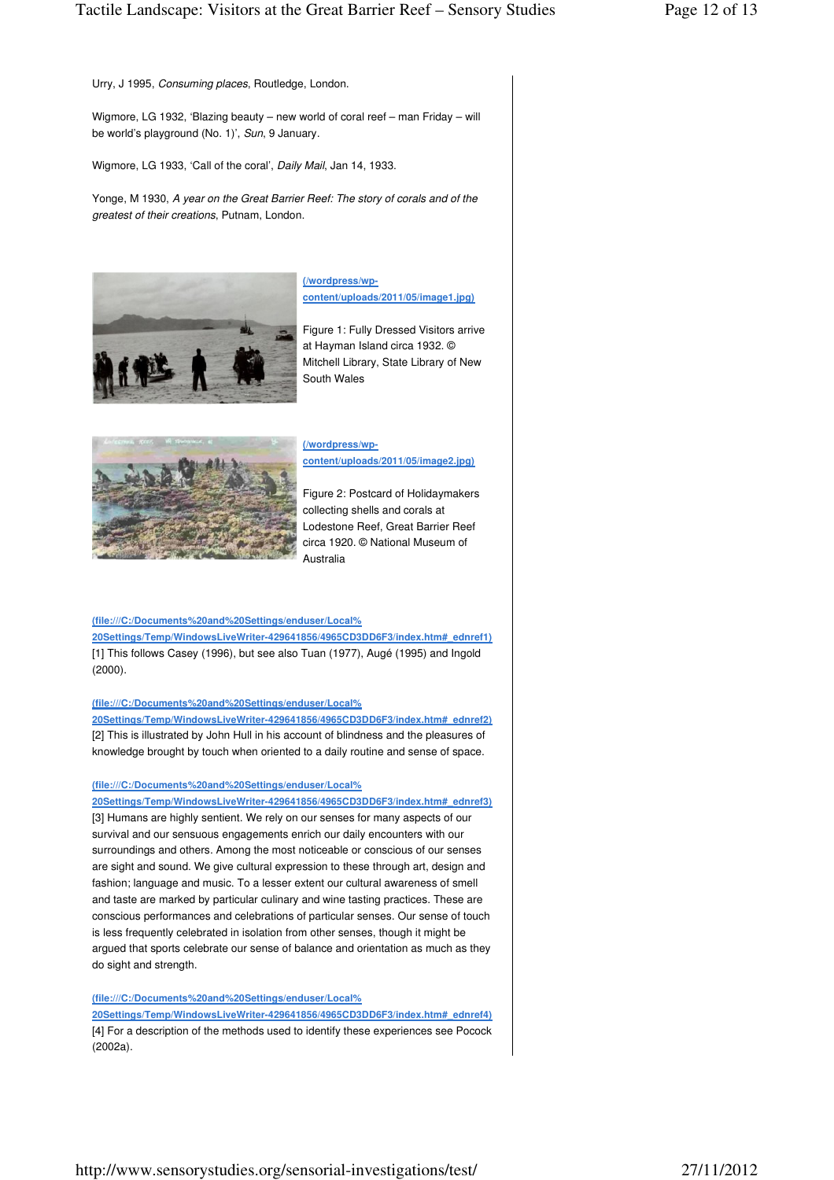Urry, J 1995, *Consuming places*, Routledge, London.

Wigmore, LG 1932, 'Blazing beauty – new world of coral reef – man Friday – will be world's playground (No. 1)', *Sun*, 9 January.

Wigmore, LG 1933, 'Call of the coral', *Daily Mail*, Jan 14, 1933.

Yonge, M 1930, *A year on the Great Barrier Reef: The story of corals and of the greatest of their creations*, Putnam, London.

(/wordpress/wp-content/uploads/2011/05/image1.jpg)

Figure 1: Fully Dressed Visitors arrive at Hayman Island circa 1932. © Mitchell Library, State Library of New South Wales

(/wordpress/wp-content/uploads/2011/05/image2.jpg)

Figure 2: Postcard of Holidaymakers collecting shells and corals at Lodestone Reef, Great Barrier Reef circa 1920. © National Museum of Australia

(file:///C:/Documents%20and%20Settings/enduser/Local%20Settings/Temp/WindowsLiveWriter-429641856/4965CD3DD6F3/index.htm#_ednref1)
[1] This follows Casey (1996), but see also Tuan (1977), Augé (1995) and Ingold (2000).

(file:///C:/Documents%20and%20Settings/enduser/Local%20Settings/Temp/WindowsLiveWriter-429641856/4965CD3DD6F3/index.htm#_ednref2)
[2] This is illustrated by John Hull in his account of blindness and the pleasures of knowledge brought by touch when oriented to a daily routine and sense of space.

(file:///C:/Documents%20and%20Settings/enduser/Local%20Settings/Temp/WindowsLiveWriter-429641856/4965CD3DD6F3/index.htm#_ednref3)
[3] Humans are highly sentient. We rely on our senses for many aspects of our survival and our sensuous engagements enrich our daily encounters with our surroundings and others. Among the most noticeable or conscious of our senses are sight and sound. We give cultural expression to these through art, design and fashion; language and music. To a lesser extent our cultural awareness of smell and taste are marked by particular culinary and wine tasting practices. These are conscious performances and celebrations of particular senses. Our sense of touch is less frequently celebrated in isolation from other senses, though it might be argued that sports celebrate our sense of balance and orientation as much as they do sight and strength.

(file:///C:/Documents%20and%20Settings/enduser/Local%20Settings/Temp/WindowsLiveWriter-429641856/4965CD3DD6F3/index.htm#_ednref4)
[4] For a description of the methods used to identify these experiences see Pocock (2002a).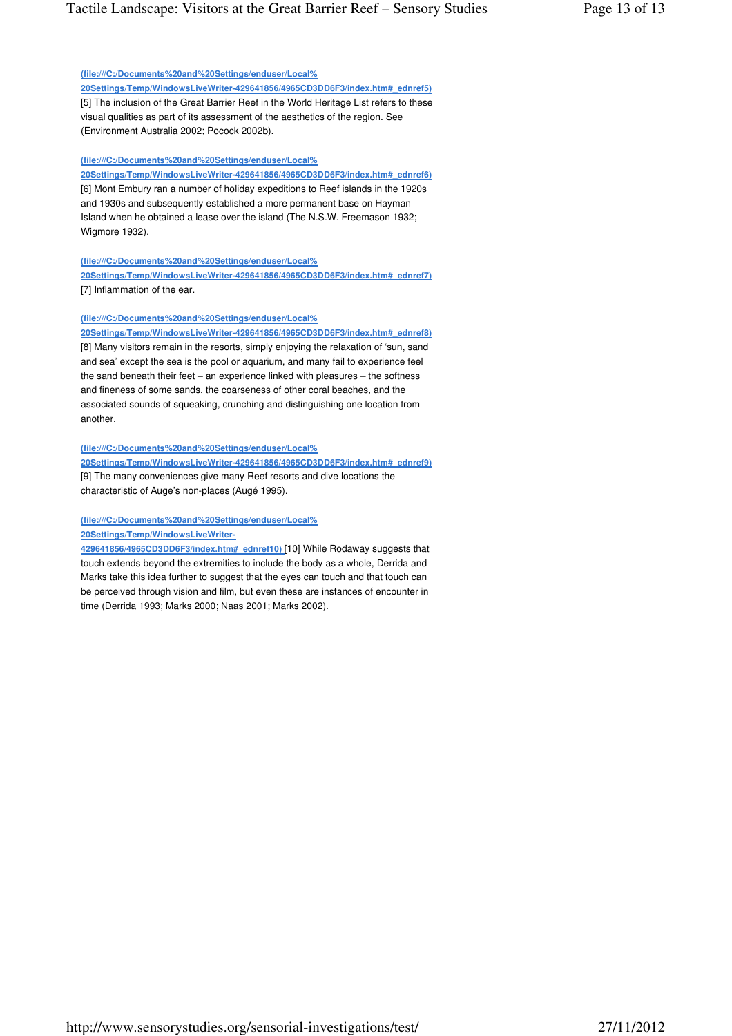(file:///C:/Documents%20and%20Settings/enduser/Local%20Settings/Temp/WindowsLiveWriter-429641856/4965CD3DD6F3/index.htm#_ednref5) [5] The inclusion of the Great Barrier Reef in the World Heritage List refers to these visual qualities as part of its assessment of the aesthetics of the region. See (Environment Australia 2002; Pocock 2002b).

(file:///C:/Documents%20and%20Settings/enduser/Local%20Settings/Temp/WindowsLiveWriter-429641856/4965CD3DD6F3/index.htm#_ednref6) [6] Mont Embury ran a number of holiday expeditions to Reef islands in the 1920s and 1930s and subsequently established a more permanent base on Hayman Island when he obtained a lease over the island (The N.S.W. Freemason 1932; Wigmore 1932).

(file:///C:/Documents%20and%20Settings/enduser/Local%20Settings/Temp/WindowsLiveWriter-429641856/4965CD3DD6F3/index.htm#_ednref7) [7] Inflammation of the ear.

(file:///C:/Documents%20and%20Settings/enduser/Local%20Settings/Temp/WindowsLiveWriter-429641856/4965CD3DD6F3/index.htm#_ednref8) [8] Many visitors remain in the resorts, simply enjoying the relaxation of 'sun, sand and sea' except the sea is the pool or aquarium, and many fail to experience feel the sand beneath their feet – an experience linked with pleasures – the softness and fineness of some sands, the coarseness of other coral beaches, and the associated sounds of squeaking, crunching and distinguishing one location from another.

(file:///C:/Documents%20and%20Settings/enduser/Local%20Settings/Temp/WindowsLiveWriter-429641856/4965CD3DD6F3/index.htm#_ednref9) [9] The many conveniences give many Reef resorts and dive locations the characteristic of Auge's non-places (Augé 1995).

(file:///C:/Documents%20and%20Settings/enduser/Local%20Settings/Temp/WindowsLiveWriter-429641856/4965CD3DD6F3/index.htm#_ednref10) [10] While Rodaway suggests that touch extends beyond the extremities to include the body as a whole, Derrida and Marks take this idea further to suggest that the eyes can touch and that touch can be perceived through vision and film, but even these are instances of encounter in time (Derrida 1993; Marks 2000; Naas 2001; Marks 2002).